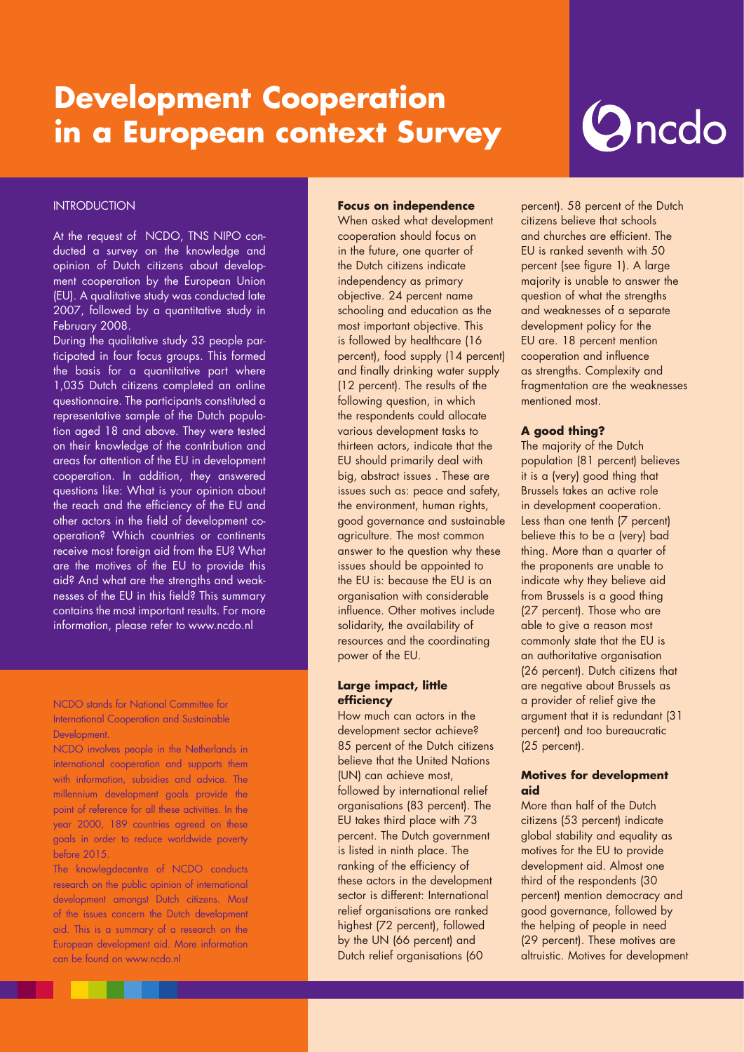# Development Cooperation in a European context Survey

ncdo

## INTRODUCTION

At the request of NCDO, TNS NIPO conducted a survey on the knowledge and opinion of Dutch citizens about development cooperation by the European Union (EU). A qualitative study was conducted late 2007, followed by a quantitative study in February 2008.

During the qualitative study 33 people participated in four focus groups. This formed the basis for a quantitative part where 1,035 Dutch citizens completed an online questionnaire. The participants constituted a representative sample of the Dutch population aged 18 and above. They were tested on their knowledge of the contribution and areas for attention of the EU in development cooperation. In addition, they answered questions like: What is your opinion about the reach and the efficiency of the EU and other actors in the field of development cooperation? Which countries or continents receive most foreign aid from the EU? What are the motives of the EU to provide this aid? And what are the strengths and weaknesses of the EU in this field? This summary contains the most important results. For more information, please refer to www.ncdo.nl

NCDO stands for National Committee for International Cooperation and Sustainable Development.

NCDO involves people in the Netherlands in international cooperation and supports them with information, subsidies and advice. The millennium development goals provide the point of reference for all these activities. In the year 2000, 189 countries agreed on these goals in order to reduce worldwide poverty before 2015.

The knowlegdecentre of NCDO conducts research on the public opinion of international development amongst Dutch citizens. Most of the issues concern the Dutch development aid. This is a summary of a research on the European development aid. More information can be found on www.ncdo.nl

### Focus on independence

When asked what development cooperation should focus on in the future, one quarter of the Dutch citizens indicate independency as primary objective. 24 percent name schooling and education as the most important objective. This is followed by healthcare (16 percent), food supply (14 percent) and finally drinking water supply (12 percent). The results of the following question, in which the respondents could allocate various development tasks to thirteen actors, indicate that the EU should primarily deal with big, abstract issues . These are issues such as: peace and safety, the environment, human rights, good governance and sustainable agriculture. The most common answer to the question why these issues should be appointed to the EU is: because the EU is an organisation with considerable influence. Other motives include solidarity, the availability of resources and the coordinating power of the EU.

### Large impact, little efficiency

How much can actors in the development sector achieve? 85 percent of the Dutch citizens believe that the United Nations (UN) can achieve most, followed by international relief organisations (83 percent). The EU takes third place with 73 percent. The Dutch government is listed in ninth place. The ranking of the efficiency of these actors in the development sector is different: International relief organisations are ranked highest (72 percent), followed by the UN (66 percent) and Dutch relief organisations (60 percent). 58 percent of the Dutch citizens believe that schools and churches are efficient. The EU is ranked seventh with 50 percent (see figure 1). A large majority is unable to answer the question of what the strengths and weaknesses of a separate development policy for the EU are. 18 percent mention cooperation and influence as strengths. Complexity and fragmentation are the weaknesses mentioned most.

### A good thing?

The majority of the Dutch population (81 percent) believes it is a (very) good thing that Brussels takes an active role in development cooperation. Less than one tenth (7 percent) believe this to be a (very) bad thing. More than a quarter of the proponents are unable to indicate why they believe aid from Brussels is a good thing (27 percent). Those who are able to give a reason most commonly state that the EU is an authoritative organisation (26 percent). Dutch citizens that are negative about Brussels as a provider of relief give the argument that it is redundant (31 percent) and too bureaucratic (25 percent).

### Motives for development aid

More than half of the Dutch citizens (53 percent) indicate global stability and equality as motives for the EU to provide development aid. Almost one third of the respondents (30 percent) mention democracy and good governance, followed by the helping of people in need (29 percent). These motives are altruistic. Motives for development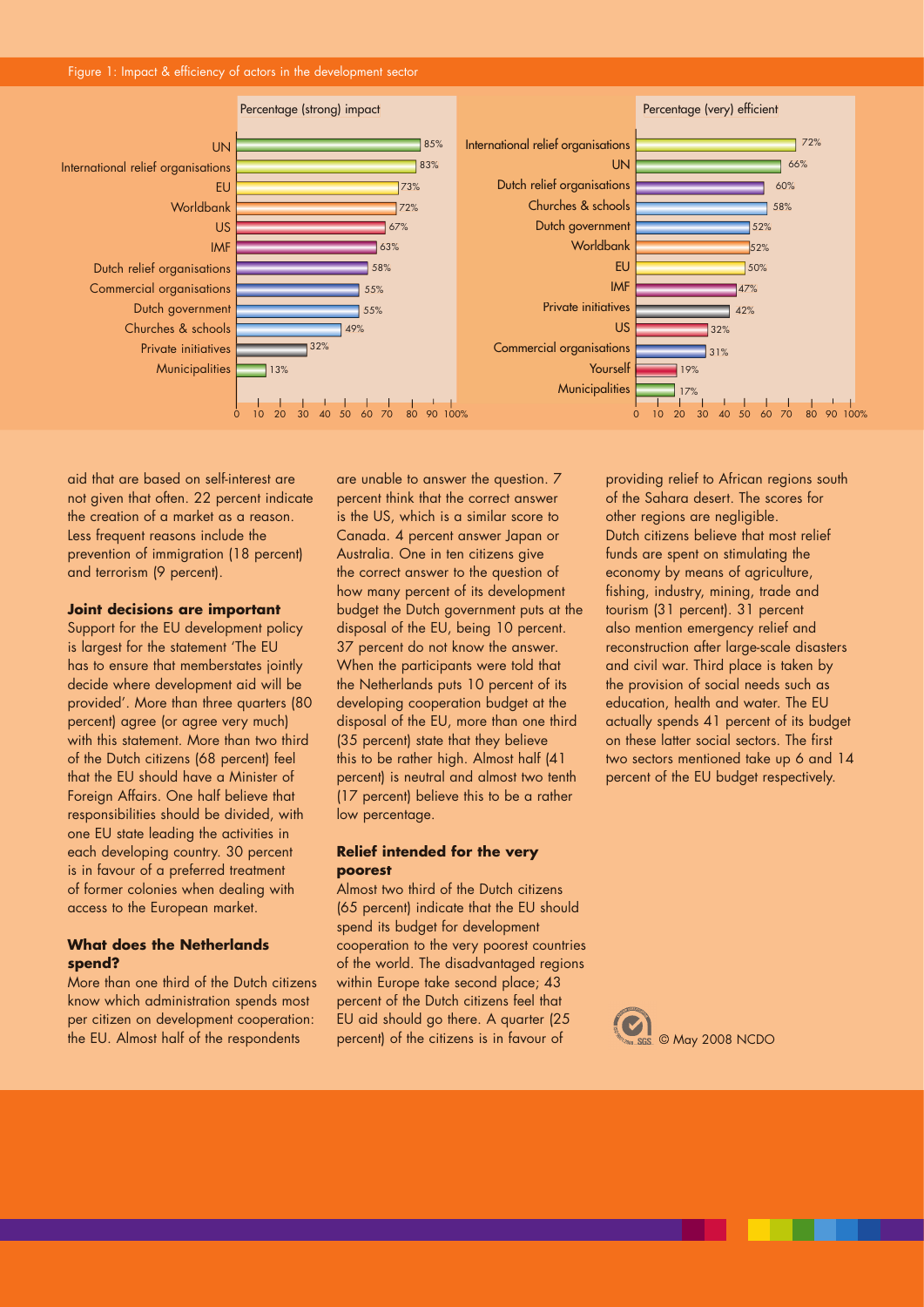Figure 1: Impact & efficiency of actors in the development sector

Percentage (strong) impact

UN 85%
International relief organisations 83%
EU 73%
Worldbank 72%
US 67%
IMF 63%
Dutch relief organisations 58%
Commercial organisations 55%
Dutch government 55%
Churches & schools 49%
Private initiatives 32%
Municipalities 13%

0 10 20 30 40 50 60 70 80 90 100%

Percentage (very) efficient

International relief organisations 72%
UN 66%
Dutch relief organisations 60%
Churches & schools 58%
Dutch government 52%
Worldbank 52%
EU 50%
IMF 47%
Private initiatives 42%
US 32%
Commercial organisations 31%
Yourself 19%
Municipalities 17%

0 10 20 30 40 50 60 70 80 90 100%

aid that are based on self-interest are not given that often. 22 percent indicate the creation of a market as a reason. Less frequent reasons include the prevention of immigration (18 percent) and terrorism (9 percent).

### Joint decisions are important

Support for the EU development policy is largest for the statement 'The EU has to ensure that memberstates jointly decide where development aid will be provided'. More than three quarters (80 percent) agree (or agree very much) with this statement. More than two third of the Dutch citizens (68 percent) feel that the EU should have a Minister of Foreign Affairs. One half believe that responsibilities should be divided, with one EU state leading the activities in each developing country. 30 percent is in favour of a preferred treatment of former colonies when dealing with access to the European market.

### What does the Netherlands spend?

More than one third of the Dutch citizens know which administration spends most per citizen on development cooperation: the EU. Almost half of the respondents are unable to answer the question. 7 percent think that the correct answer is the US, which is a similar score to Canada. 4 percent answer Japan or Australia. One in ten citizens give the correct answer to the question of how many percent of its development budget the Dutch government puts at the disposal of the EU, being 10 percent. 37 percent do not know the answer. When the participants were told that the Netherlands puts 10 percent of its developing cooperation budget at the disposal of the EU, more than one third (35 percent) state that they believe this to be rather high. Almost half (41 percent) is neutral and almost two tenth (17 percent) believe this to be a rather low percentage.

### Relief intended for the very poorest

Almost two third of the Dutch citizens (65 percent) indicate that the EU should spend its budget for development cooperation to the very poorest countries of the world. The disadvantaged regions within Europe take second place; 43 percent of the Dutch citizens feel that EU aid should go there. A quarter (25 percent) of the citizens is in favour of providing relief to African regions south of the Sahara desert. The scores for other regions are negligible. Dutch citizens believe that most relief funds are spent on stimulating the economy by means of agriculture, fishing, industry, mining, trade and tourism (31 percent). 31 percent also mention emergency relief and reconstruction after large-scale disasters and civil war. Third place is taken by the provision of social needs such as education, health and water. The EU actually spends 41 percent of its budget on these latter social sectors. The first two sectors mentioned take up 6 and 14 percent of the EU budget respectively.

© May 2008 NCDO